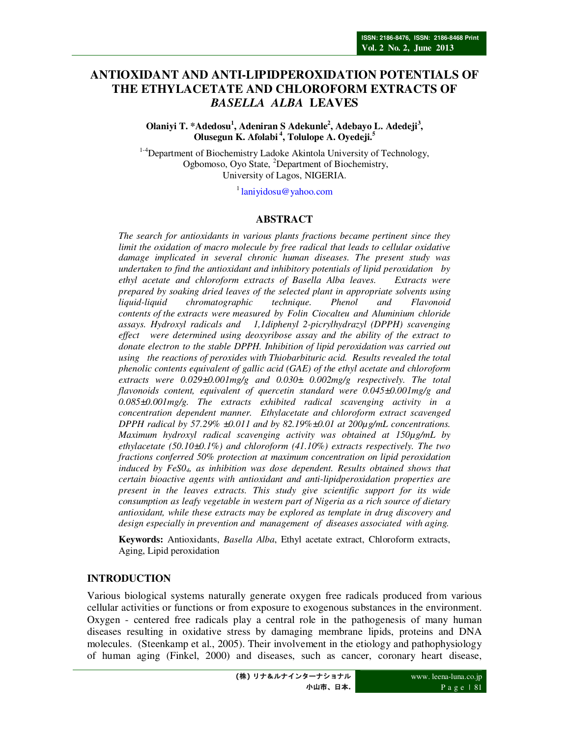# ANTIOXIDANT AND ANTI-LIPIDPEROXIDATION POTENTIALS OF THE ETHYLACETATE AND CHLOROFORM EXTRACTS OF *BASELLA ALBA* LEAVES

**Olaniyi T. *Adedosu[1], Adeniran S Adekunle[2], Adebayo L. Adedeji[3], Olusegun K. Afolabi[4], Tolulope A. Oyedeji.[5]**

[1-4]Department of Biochemistry Ladoke Akintola University of Technology, Ogbomoso, Oyo State, [2]Department of Biochemistry, University of Lagos, NIGERIA.

[1] laniyidosu@yahoo.com

## ABSTRACT

*The search for antioxidants in various plants fractions became pertinent since they limit the oxidation of macro molecule by free radical that leads to cellular oxidative damage implicated in several chronic human diseases. The present study was undertaken to find the antioxidant and inhibitory potentials of lipid peroxidation by ethyl acetate and chloroform extracts of Basella Alba leaves. Extracts were prepared by soaking dried leaves of the selected plant in appropriate solvents using liquid-liquid chromatographic technique. Phenol and Flavonoid contents of the extracts were measured by Folin Ciocalteu and Aluminium chloride assays. Hydroxyl radicals and 1,1diphenyl 2-picrylhydrazyl (DPPH) scavenging effect were determined using deoxyribose assay and the ability of the extract to donate electron to the stable DPPH. Inhibition of lipid peroxidation was carried out using the reactions of peroxides with Thiobarbituric acid. Results revealed the total phenolic contents equivalent of gallic acid (GAE) of the ethyl acetate and chloroform extracts were 0.029±0.001mg/g and 0.030± 0.002mg/g respectively. The total flavonoids content, equivalent of quercetin standard were 0.045±0.001mg/g and 0.085±0.001mg/g. The extracts exhibited radical scavenging activity in a concentration dependent manner. Ethylacetate and chloroform extract scavenged DPPH radical by 57.29% ±0.011 and by 82.19%±0.01 at 200µg/mL concentrations. Maximum hydroxyl radical scavenging activity was obtained at 150µg/mL by ethylacetate (50.10±0.1%) and chloroform (41.10%) extracts respectively. The two fractions conferred 50% protection at maximum concentration on lipid peroxidation induced by $FeSO_4$, as inhibition was dose dependent. Results obtained shows that certain bioactive agents with antioxidant and anti-lipidperoxidation properties are present in the leaves extracts. This study give scientific support for its wide consumption as leafy vegetable in western part of Nigeria as a rich source of dietary antioxidant, while these extracts may be explored as template in drug discovery and design especially in prevention and management of diseases associated with aging.*

**Keywords:** Antioxidants, *Basella Alba*, Ethyl acetate extract, Chloroform extracts, Aging, Lipid peroxidation

## INTRODUCTION

Various biological systems naturally generate oxygen free radicals produced from various cellular activities or functions or from exposure to exogenous substances in the environment. Oxygen - centered free radicals play a central role in the pathogenesis of many human diseases resulting in oxidative stress by damaging membrane lipids, proteins and DNA molecules. (Steenkamp et al., 2005). Their involvement in the etiology and pathophysiology of human aging (Finkel, 2000) and diseases, such as cancer, coronary heart disease,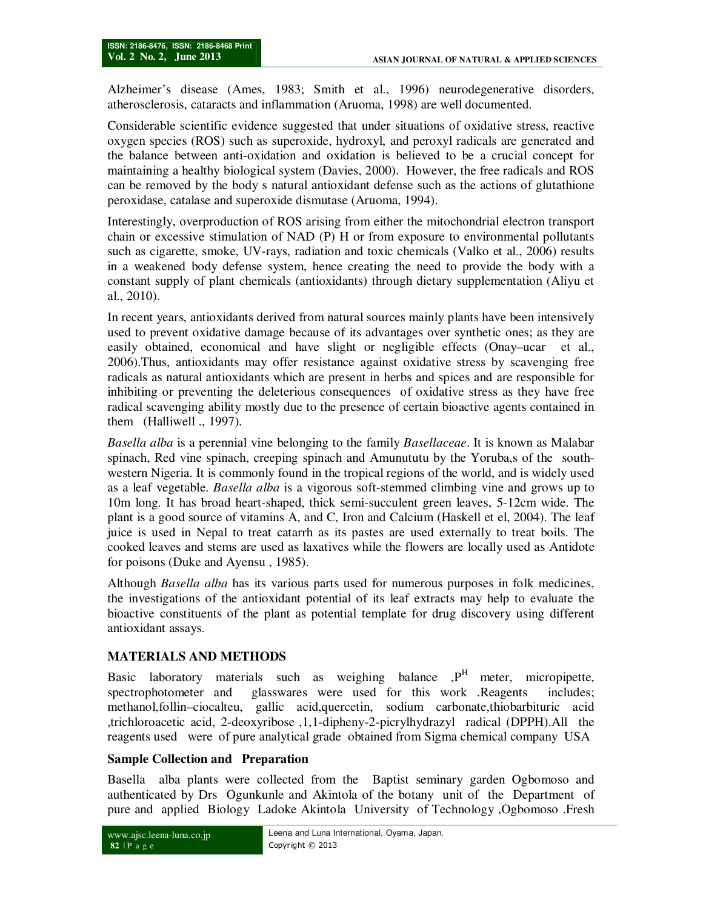Alzheimer's disease (Ames, 1983; Smith et al., 1996) neurodegenerative disorders, atherosclerosis, cataracts and inflammation (Aruoma, 1998) are well documented.

Considerable scientific evidence suggested that under situations of oxidative stress, reactive oxygen species (ROS) such as superoxide, hydroxyl, and peroxyl radicals are generated and the balance between anti-oxidation and oxidation is believed to be a crucial concept for maintaining a healthy biological system (Davies, 2000). However, the free radicals and ROS can be removed by the body s natural antioxidant defense such as the actions of glutathione peroxidase, catalase and superoxide dismutase (Aruoma, 1994).

Interestingly, overproduction of ROS arising from either the mitochondrial electron transport chain or excessive stimulation of NAD (P) H or from exposure to environmental pollutants such as cigarette, smoke, UV-rays, radiation and toxic chemicals (Valko et al., 2006) results in a weakened body defense system, hence creating the need to provide the body with a constant supply of plant chemicals (antioxidants) through dietary supplementation (Aliyu et al., 2010).

In recent years, antioxidants derived from natural sources mainly plants have been intensively used to prevent oxidative damage because of its advantages over synthetic ones; as they are easily obtained, economical and have slight or negligible effects (Onay–ucar et al., 2006).Thus, antioxidants may offer resistance against oxidative stress by scavenging free radicals as natural antioxidants which are present in herbs and spices and are responsible for inhibiting or preventing the deleterious consequences of oxidative stress as they have free radical scavenging ability mostly due to the presence of certain bioactive agents contained in them (Halliwell ., 1997).

*Basella alba* is a perennial vine belonging to the family *Basellaceae*. It is known as Malabar spinach, Red vine spinach, creeping spinach and Amunututu by the Yoruba,s of the south-western Nigeria. It is commonly found in the tropical regions of the world, and is widely used as a leaf vegetable. *Basella alba* is a vigorous soft-stemmed climbing vine and grows up to 10m long. It has broad heart-shaped, thick semi-succulent green leaves, 5-12cm wide. The plant is a good source of vitamins A, and C, Iron and Calcium (Haskell et el, 2004). The leaf juice is used in Nepal to treat catarrh as its pastes are used externally to treat boils. The cooked leaves and stems are used as laxatives while the flowers are locally used as Antidote for poisons (Duke and Ayensu , 1985).

Although *Basella alba* has its various parts used for numerous purposes in folk medicines, the investigations of the antioxidant potential of its leaf extracts may help to evaluate the bioactive constituents of the plant as potential template for drug discovery using different antioxidant assays.

## MATERIALS AND METHODS

Basic laboratory materials such as weighing balance ,$P^H$ meter, micropipette, spectrophotometer and glasswares were used for this work .Reagents includes; methanol,follin–ciocalteu, gallic acid,quercetin, sodium carbonate,thiobarbituric acid ,trichloroacetic acid, 2-deoxyribose ,1,1-dipheny-2-picrylhydrazyl radical (DPPH).All the reagents used were of pure analytical grade obtained from Sigma chemical company USA

### Sample Collection and Preparation

Basella alba plants were collected from the Baptist seminary garden Ogbomoso and authenticated by Drs Ogunkunle and Akintola of the botany unit of the Department of pure and applied Biology Ladoke Akintola University of Technology ,Ogbomoso .Fresh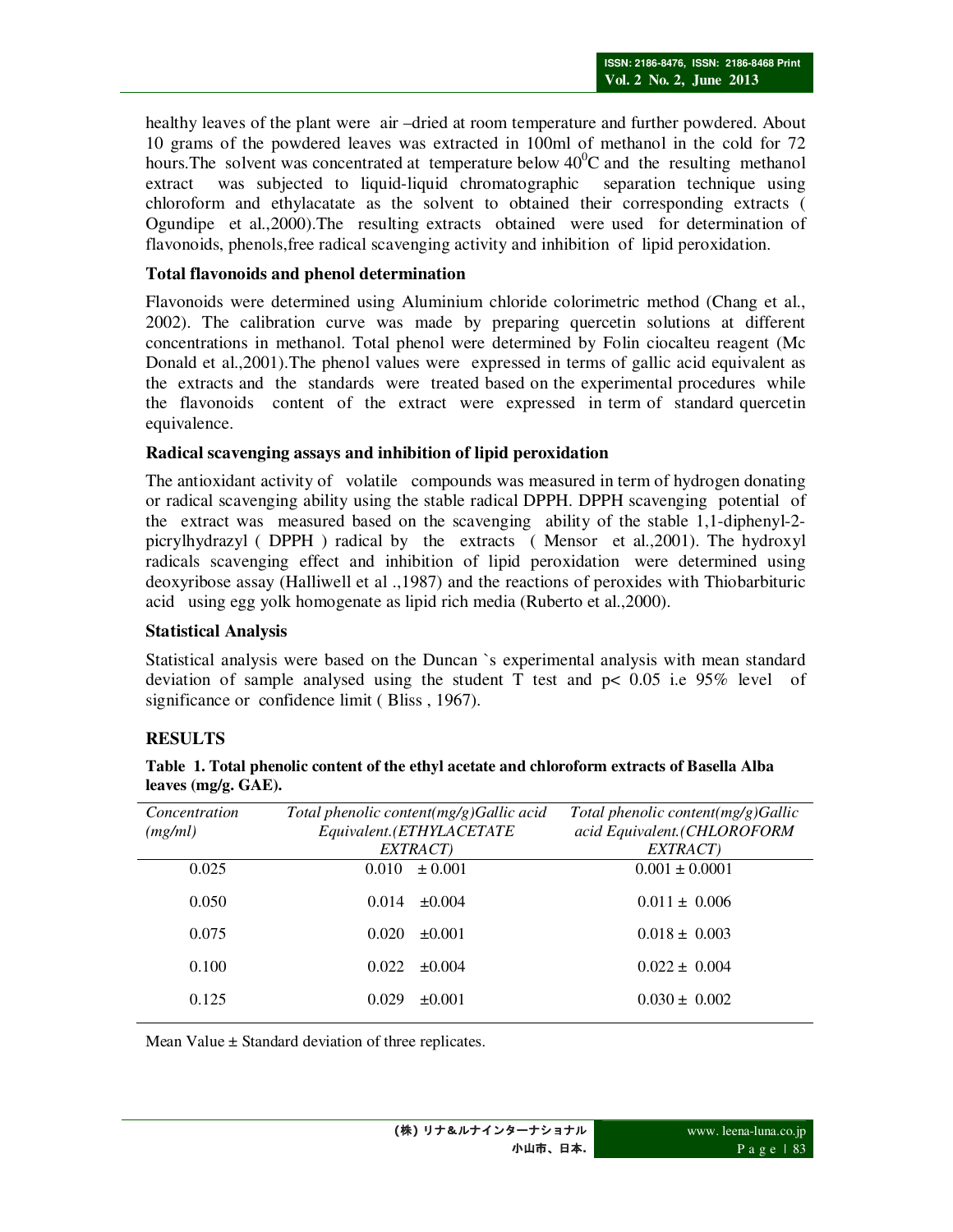healthy leaves of the plant were air –dried at room temperature and further powdered. About 10 grams of the powdered leaves was extracted in 100ml of methanol in the cold for 72 hours.The solvent was concentrated at temperature below $40^0$C and the resulting methanol extract was subjected to liquid-liquid chromatographic separation technique using chloroform and ethylacatate as the solvent to obtained their corresponding extracts ( Ogundipe et al.,2000).The resulting extracts obtained were used for determination of flavonoids, phenols,free radical scavenging activity and inhibition of lipid peroxidation.

### Total flavonoids and phenol determination

Flavonoids were determined using Aluminium chloride colorimetric method (Chang et al., 2002). The calibration curve was made by preparing quercetin solutions at different concentrations in methanol. Total phenol were determined by Folin ciocalteu reagent (Mc Donald et al.,2001).The phenol values were expressed in terms of gallic acid equivalent as the extracts and the standards were treated based on the experimental procedures while the flavonoids content of the extract were expressed in term of standard quercetin equivalence.

### Radical scavenging assays and inhibition of lipid peroxidation

The antioxidant activity of volatile compounds was measured in term of hydrogen donating or radical scavenging ability using the stable radical DPPH. DPPH scavenging potential of the extract was measured based on the scavenging ability of the stable 1,1-diphenyl-2-picrylhydrazyl ( DPPH ) radical by the extracts ( Mensor et al.,2001). The hydroxyl radicals scavenging effect and inhibition of lipid peroxidation were determined using deoxyribose assay (Halliwell et al .,1987) and the reactions of peroxides with Thiobarbituric acid using egg yolk homogenate as lipid rich media (Ruberto et al.,2000).

### Statistical Analysis

Statistical analysis were based on the Duncan `s experimental analysis with mean standard deviation of sample analysed using the student T test and $p< 0.05$ i.e 95% level of significance or confidence limit ( Bliss , 1967).

## RESULTS

**Table 1. Total phenolic content of the ethyl acetate and chloroform extracts of Basella Alba leaves (mg/g. GAE).**

| *Concentration (mg/ml)* | *Total phenolic content(mg/g)Gallic acid Equivalent.(ETHYLACETATE EXTRACT)* | *Total phenolic content(mg/g)Gallic acid Equivalent.(CHLOROFORM EXTRACT)* |
|---|---|---|
| 0.025 | 0.010 ± 0.001 | 0.001 ± 0.0001 |
| 0.050 | 0.014 ±0.004 | 0.011 ± 0.006 |
| 0.075 | 0.020 ±0.001 | 0.018 ± 0.003 |
| 0.100 | 0.022 ±0.004 | 0.022 ± 0.004 |
| 0.125 | 0.029 ±0.001 | 0.030 ± 0.002 |

Mean Value ± Standard deviation of three replicates.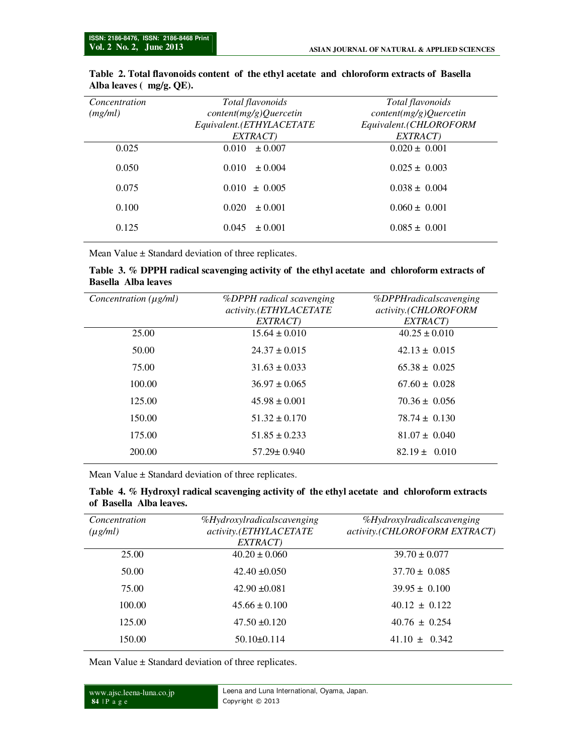**Table 2. Total flavonoids content of the ethyl acetate and chloroform extracts of Basella Alba leaves ( mg/g. QE).**

| *Concentration (mg/ml)* | *Total flavonoids content(mg/g)Quercetin Equivalent.(ETHYLACETATE EXTRACT)* | *Total flavonoids content(mg/g)Quercetin Equivalent.(CHLOROFORM EXTRACT)* |
|---|---|---|
| 0.025 | 0.010 ± 0.007 | 0.020 ± 0.001 |
| 0.050 | 0.010 ± 0.004 | 0.025 ± 0.003 |
| 0.075 | 0.010 ± 0.005 | 0.038 ± 0.004 |
| 0.100 | 0.020 ± 0.001 | 0.060 ± 0.001 |
| 0.125 | 0.045 ± 0.001 | 0.085 ± 0.001 |

Mean Value ± Standard deviation of three replicates.

**Table 3. % DPPH radical scavenging activity of the ethyl acetate and chloroform extracts of Basella Alba leaves**

| *Concentration (μg/ml)* | *%DPPH radical scavenging activity.(ETHYLACETATE EXTRACT)* | *%DPPHradicalscavenging activity.(CHLOROFORM EXTRACT)* |
|---|---|---|
| 25.00 | 15.64 ± 0.010 | 40.25 ± 0.010 |
| 50.00 | 24.37 ± 0.015 | 42.13 ± 0.015 |
| 75.00 | 31.63 ± 0.033 | 65.38 ± 0.025 |
| 100.00 | 36.97 ± 0.065 | 67.60 ± 0.028 |
| 125.00 | 45.98 ± 0.001 | 70.36 ± 0.056 |
| 150.00 | 51.32 ± 0.170 | 78.74 ± 0.130 |
| 175.00 | 51.85 ± 0.233 | 81.07 ± 0.040 |
| 200.00 | 57.29± 0.940 | 82.19 ± 0.010 |

Mean Value ± Standard deviation of three replicates.

**Table 4. % Hydroxyl radical scavenging activity of the ethyl acetate and chloroform extracts of Basella Alba leaves.**

| *Concentration (μg/ml)* | *%Hydroxylradicalscavenging activity.(ETHYLACETATE EXTRACT)* | *%Hydroxylradicalscavenging activity.(CHLOROFORM EXTRACT)* |
|---|---|---|
| 25.00 | 40.20 ± 0.060 | 39.70 ± 0.077 |
| 50.00 | 42.40 ±0.050 | 37.70 ± 0.085 |
| 75.00 | 42.90 ±0.081 | 39.95 ± 0.100 |
| 100.00 | 45.66 ± 0.100 | 40.12 ± 0.122 |
| 125.00 | 47.50 ±0.120 | 40.76 ± 0.254 |
| 150.00 | 50.10±0.114 | 41.10 ± 0.342 |

Mean Value ± Standard deviation of three replicates.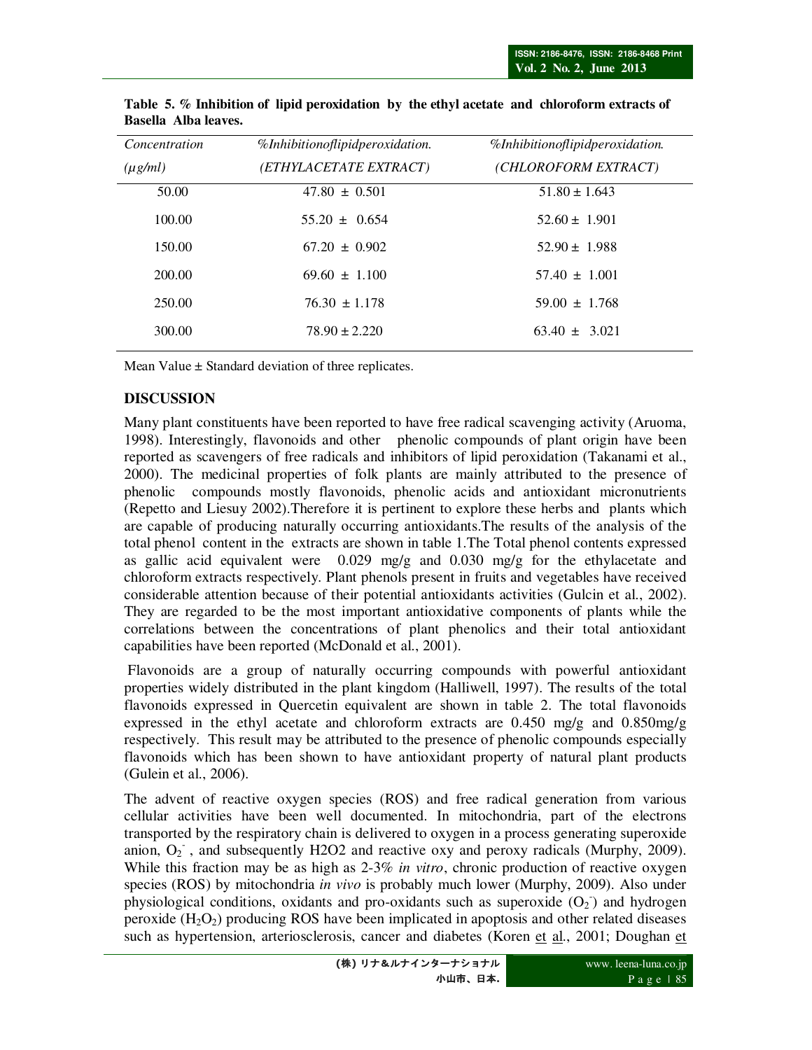**Table 5. % Inhibition of lipid peroxidation by the ethyl acetate and chloroform extracts of Basella Alba leaves.**

| *Concentration (μg/ml)* | *%Inhibitionoflipidperoxidation. (ETHYLACETATE EXTRACT)* | *%Inhibitionoflipidperoxidation. (CHLOROFORM EXTRACT)* |
|---|---|---|
| 50.00 | 47.80 ± 0.501 | 51.80 ± 1.643 |
| 100.00 | 55.20 ± 0.654 | 52.60 ± 1.901 |
| 150.00 | 67.20 ± 0.902 | 52.90 ± 1.988 |
| 200.00 | 69.60 ± 1.100 | 57.40 ± 1.001 |
| 250.00 | 76.30 ± 1.178 | 59.00 ± 1.768 |
| 300.00 | 78.90 ± 2.220 | 63.40 ± 3.021 |

Mean Value ± Standard deviation of three replicates.

## DISCUSSION

Many plant constituents have been reported to have free radical scavenging activity (Aruoma, 1998). Interestingly, flavonoids and other phenolic compounds of plant origin have been reported as scavengers of free radicals and inhibitors of lipid peroxidation (Takanami et al., 2000). The medicinal properties of folk plants are mainly attributed to the presence of phenolic compounds mostly flavonoids, phenolic acids and antioxidant micronutrients (Repetto and Liesuy 2002).Therefore it is pertinent to explore these herbs and plants which are capable of producing naturally occurring antioxidants.The results of the analysis of the total phenol content in the extracts are shown in table 1.The Total phenol contents expressed as gallic acid equivalent were 0.029 mg/g and 0.030 mg/g for the ethylacetate and chloroform extracts respectively. Plant phenols present in fruits and vegetables have received considerable attention because of their potential antioxidants activities (Gulcin et al., 2002). They are regarded to be the most important antioxidative components of plants while the correlations between the concentrations of plant phenolics and their total antioxidant capabilities have been reported (McDonald et al., 2001).

Flavonoids are a group of naturally occurring compounds with powerful antioxidant properties widely distributed in the plant kingdom (Halliwell, 1997). The results of the total flavonoids expressed in Quercetin equivalent are shown in table 2. The total flavonoids expressed in the ethyl acetate and chloroform extracts are 0.450 mg/g and 0.850mg/g respectively. This result may be attributed to the presence of phenolic compounds especially flavonoids which has been shown to have antioxidant property of natural plant products (Gulein et al., 2006).

The advent of reactive oxygen species (ROS) and free radical generation from various cellular activities have been well documented. In mitochondria, part of the electrons transported by the respiratory chain is delivered to oxygen in a process generating superoxide anion, $O_2^-$ , and subsequently H2O2 and reactive oxy and peroxy radicals (Murphy, 2009). While this fraction may be as high as 2-3% *in vitro*, chronic production of reactive oxygen species (ROS) by mitochondria *in vivo* is probably much lower (Murphy, 2009). Also under physiological conditions, oxidants and pro-oxidants such as superoxide ($O_2^-$) and hydrogen peroxide ($H_2O_2$) producing ROS have been implicated in apoptosis and other related diseases such as hypertension, arteriosclerosis, cancer and diabetes (Koren et al., 2001; Doughan et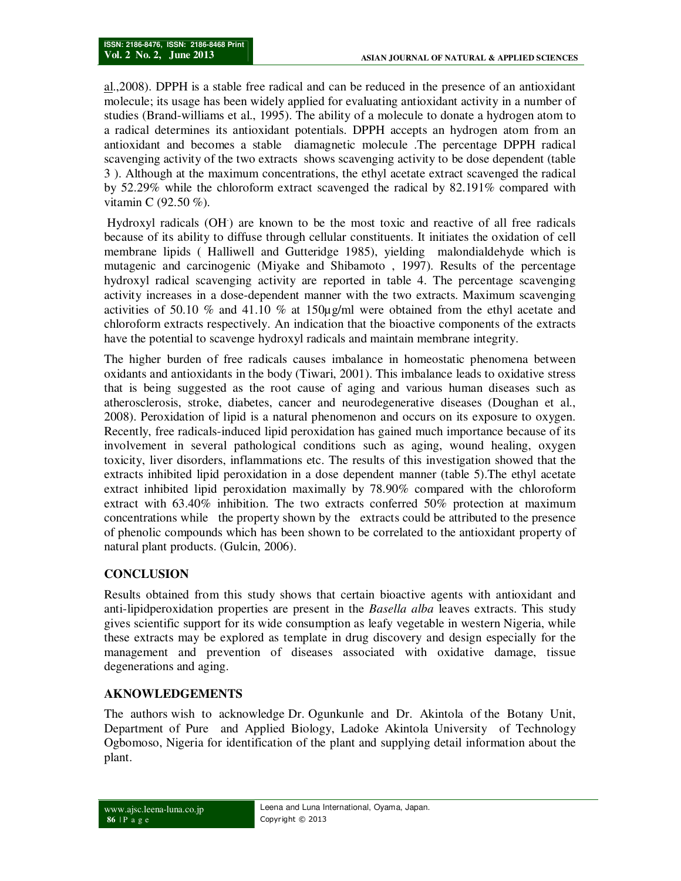al.,2008). DPPH is a stable free radical and can be reduced in the presence of an antioxidant molecule; its usage has been widely applied for evaluating antioxidant activity in a number of studies (Brand-williams et al., 1995). The ability of a molecule to donate a hydrogen atom to a radical determines its antioxidant potentials. DPPH accepts an hydrogen atom from an antioxidant and becomes a stable diamagnetic molecule .The percentage DPPH radical scavenging activity of the two extracts shows scavenging activity to be dose dependent (table 3 ). Although at the maximum concentrations, the ethyl acetate extract scavenged the radical by 52.29% while the chloroform extract scavenged the radical by 82.191% compared with vitamin C (92.50 %).

Hydroxyl radicals ($OH^{.}$) are known to be the most toxic and reactive of all free radicals because of its ability to diffuse through cellular constituents. It initiates the oxidation of cell membrane lipids ( Halliwell and Gutteridge 1985), yielding malondialdehyde which is mutagenic and carcinogenic (Miyake and Shibamoto , 1997). Results of the percentage hydroxyl radical scavenging activity are reported in table 4. The percentage scavenging activity increases in a dose-dependent manner with the two extracts. Maximum scavenging activities of 50.10 % and 41.10 % at 150µg/ml were obtained from the ethyl acetate and chloroform extracts respectively. An indication that the bioactive components of the extracts have the potential to scavenge hydroxyl radicals and maintain membrane integrity.

The higher burden of free radicals causes imbalance in homeostatic phenomena between oxidants and antioxidants in the body (Tiwari, 2001). This imbalance leads to oxidative stress that is being suggested as the root cause of aging and various human diseases such as atherosclerosis, stroke, diabetes, cancer and neurodegenerative diseases (Doughan et al., 2008). Peroxidation of lipid is a natural phenomenon and occurs on its exposure to oxygen. Recently, free radicals-induced lipid peroxidation has gained much importance because of its involvement in several pathological conditions such as aging, wound healing, oxygen toxicity, liver disorders, inflammations etc. The results of this investigation showed that the extracts inhibited lipid peroxidation in a dose dependent manner (table 5).The ethyl acetate extract inhibited lipid peroxidation maximally by 78.90% compared with the chloroform extract with 63.40% inhibition. The two extracts conferred 50% protection at maximum concentrations while the property shown by the extracts could be attributed to the presence of phenolic compounds which has been shown to be correlated to the antioxidant property of natural plant products. (Gulcin, 2006).

## CONCLUSION

Results obtained from this study shows that certain bioactive agents with antioxidant and anti-lipidperoxidation properties are present in the *Basella alba* leaves extracts. This study gives scientific support for its wide consumption as leafy vegetable in western Nigeria, while these extracts may be explored as template in drug discovery and design especially for the management and prevention of diseases associated with oxidative damage, tissue degenerations and aging.

## AKNOWLEDGEMENTS

The authors wish to acknowledge Dr. Ogunkunle and Dr. Akintola of the Botany Unit, Department of Pure and Applied Biology, Ladoke Akintola University of Technology Ogbomoso, Nigeria for identification of the plant and supplying detail information about the plant.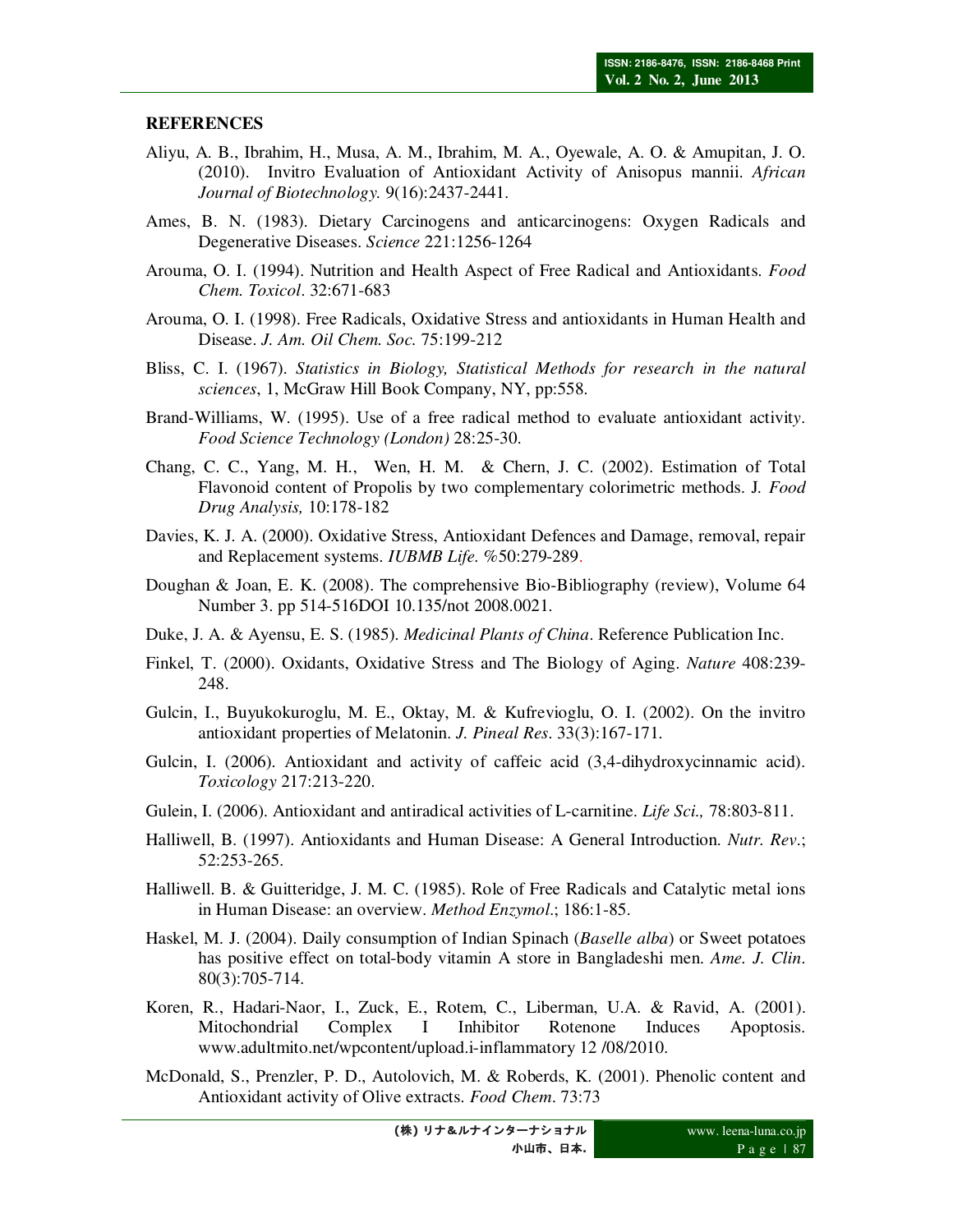**REFERENCES**

Aliyu, A. B., Ibrahim, H., Musa, A. M., Ibrahim, M. A., Oyewale, A. O. & Amupitan, J. O. (2010). Invitro Evaluation of Antioxidant Activity of Anisopus mannii. *African Journal of Biotechnology.* 9(16):2437-2441.

Ames, B. N. (1983). Dietary Carcinogens and anticarcinogens: Oxygen Radicals and Degenerative Diseases. *Science* 221:1256-1264

Arouma, O. I. (1994). Nutrition and Health Aspect of Free Radical and Antioxidants. *Food Chem. Toxicol*. 32:671-683

Arouma, O. I. (1998). Free Radicals, Oxidative Stress and antioxidants in Human Health and Disease. *J. Am. Oil Chem. Soc.* 75:199-212

Bliss, C. I. (1967). *Statistics in Biology, Statistical Methods for research in the natural sciences*, 1, McGraw Hill Book Company, NY, pp:558.

Brand-Williams, W. (1995). Use of a free radical method to evaluate antioxidant activity. *Food Science Technology (London)* 28:25-30.

Chang, C. C., Yang, M. H., Wen, H. M. & Chern, J. C. (2002). Estimation of Total Flavonoid content of Propolis by two complementary colorimetric methods. J. *Food Drug Analysis,* 10:178-182

Davies, K. J. A. (2000). Oxidative Stress, Antioxidant Defences and Damage, removal, repair and Replacement systems. *IUBMB Life*. %50:279-289.

Doughan & Joan, E. K. (2008). The comprehensive Bio-Bibliography (review), Volume 64 Number 3. pp 514-516DOI 10.135/not 2008.0021.

Duke, J. A. & Ayensu, E. S. (1985). *Medicinal Plants of China*. Reference Publication Inc.

Finkel, T. (2000). Oxidants, Oxidative Stress and The Biology of Aging. *Nature* 408:239-248.

Gulcin, I., Buyukokuroglu, M. E., Oktay, M. & Kufrevioglu, O. I. (2002). On the invitro antioxidant properties of Melatonin. *J. Pineal Res*. 33(3):167-171.

Gulcin, I. (2006). Antioxidant and activity of caffeic acid (3,4-dihydroxycinnamic acid). *Toxicology* 217:213-220.

Gulein, I. (2006). Antioxidant and antiradical activities of L-carnitine. *Life Sci.,* 78:803-811.

Halliwell, B. (1997). Antioxidants and Human Disease: A General Introduction. *Nutr. Rev*.; 52:253-265.

Halliwell. B. & Guitteridge, J. M. C. (1985). Role of Free Radicals and Catalytic metal ions in Human Disease: an overview. *Method Enzymol*.; 186:1-85.

Haskel, M. J. (2004). Daily consumption of Indian Spinach (*Baselle alba*) or Sweet potatoes has positive effect on total-body vitamin A store in Bangladeshi men. *Ame. J. Clin*. 80(3):705-714.

Koren, R., Hadari-Naor, I., Zuck, E., Rotem, C., Liberman, U.A. & Ravid, A. (2001). Mitochondrial Complex I Inhibitor Rotenone Induces Apoptosis. www.adultmito.net/wpcontent/upload.i-inflammatory 12 /08/2010.

McDonald, S., Prenzler, P. D., Autolovich, M. & Roberds, K. (2001). Phenolic content and Antioxidant activity of Olive extracts. *Food Chem*. 73:73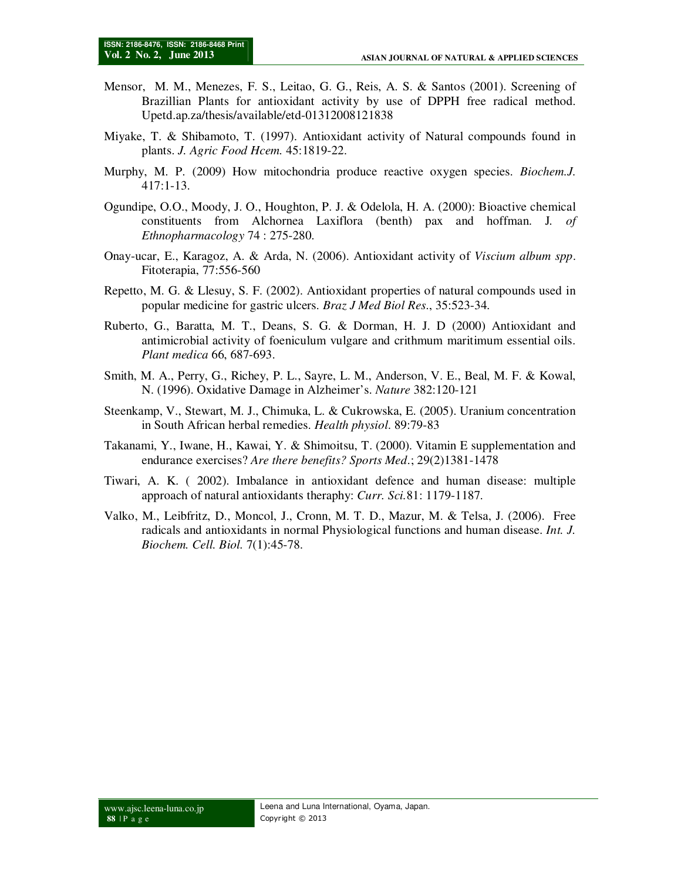Mensor, M. M., Menezes, F. S., Leitao, G. G., Reis, A. S. & Santos (2001). Screening of Brazillian Plants for antioxidant activity by use of DPPH free radical method. Upetd.ap.za/thesis/available/etd-01312008121838

Miyake, T. & Shibamoto, T. (1997). Antioxidant activity of Natural compounds found in plants. *J. Agric Food Hcem.* 45:1819-22.

Murphy, M. P. (2009) How mitochondria produce reactive oxygen species. *Biochem.J.* 417:1-13.

Ogundipe, O.O., Moody, J. O., Houghton, P. J. & Odelola, H. A. (2000): Bioactive chemical constituents from Alchornea Laxiflora (benth) pax and hoffman. J. *of Ethnopharmacology* 74 : 275-280.

Onay-ucar, E., Karagoz, A. & Arda, N. (2006). Antioxidant activity of *Viscium album spp*. Fitoterapia, 77:556-560

Repetto, M. G. & Llesuy, S. F. (2002). Antioxidant properties of natural compounds used in popular medicine for gastric ulcers. *Braz J Med Biol Res*., 35:523-34.

Ruberto, G., Baratta, M. T., Deans, S. G. & Dorman, H. J. D (2000) Antioxidant and antimicrobial activity of foeniculum vulgare and crithmum maritimum essential oils. *Plant medica* 66, 687-693.

Smith, M. A., Perry, G., Richey, P. L., Sayre, L. M., Anderson, V. E., Beal, M. F. & Kowal, N. (1996). Oxidative Damage in Alzheimer's. *Nature* 382:120-121

Steenkamp, V., Stewart, M. J., Chimuka, L. & Cukrowska, E. (2005). Uranium concentration in South African herbal remedies. *Health physiol*. 89:79-83

Takanami, Y., Iwane, H., Kawai, Y. & Shimoitsu, T. (2000). Vitamin E supplementation and endurance exercises? *Are there benefits? Sports Med*.; 29(2)1381-1478

Tiwari, A. K. ( 2002). Imbalance in antioxidant defence and human disease: multiple approach of natural antioxidants theraphy: *Curr. Sci.*81: 1179-1187.

Valko, M., Leibfritz, D., Moncol, J., Cronn, M. T. D., Mazur, M. & Telsa, J. (2006). Free radicals and antioxidants in normal Physiological functions and human disease. *Int. J. Biochem. Cell. Biol.* 7(1):45-78.